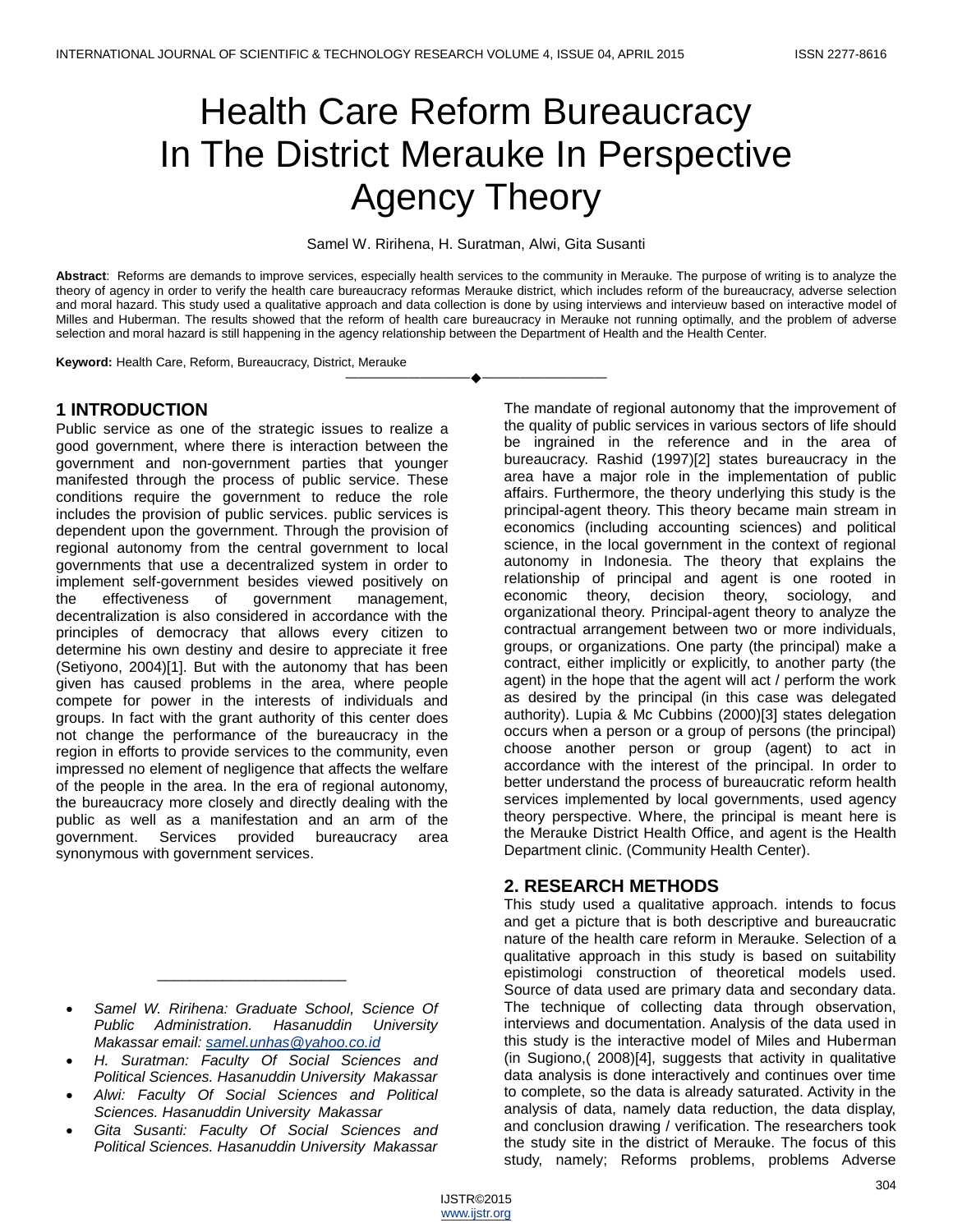# Health Care Reform Bureaucracy In The District Merauke In Perspective Agency Theory

Samel W. Ririhena, H. Suratman, Alwi, Gita Susanti

**Abstract**: Reforms are demands to improve services, especially health services to the community in Merauke. The purpose of writing is to analyze the theory of agency in order to verify the health care bureaucracy reformas Merauke district, which includes reform of the bureaucracy, adverse selection and moral hazard. This study used a qualitative approach and data collection is done by using interviews and intervieuw based on interactive model of Milles and Huberman. The results showed that the reform of health care bureaucracy in Merauke not running optimally, and the problem of adverse selection and moral hazard is still happening in the agency relationship between the Department of Health and the Health Center.

**Keyword:** Health Care, Reform, Bureaucracy, District, Merauke

## 1 INTRODUCTION

Public service as one of the strategic issues to realize a good government, where there is interaction between the government and non-government parties that younger manifested through the process of public service. These conditions require the government to reduce the role includes the provision of public services. public services is dependent upon the government. Through the provision of regional autonomy from the central government to local governments that use a decentralized system in order to implement self-government besides viewed positively on the effectiveness of government management, decentralization is also considered in accordance with the principles of democracy that allows every citizen to determine his own destiny and desire to appreciate it free (Setiyono, 2004)[1]. But with the autonomy that has been given has caused problems in the area, where people compete for power in the interests of individuals and groups. In fact with the grant authority of this center does not change the performance of the bureaucracy in the region in efforts to provide services to the community, even impressed no element of negligence that affects the welfare of the people in the area. In the era of regional autonomy, the bureaucracy more closely and directly dealing with the public as well as a manifestation and an arm of the government. Services provided bureaucracy area synonymous with government services.

- *Samel W. Ririhena: Graduate School, Science Of Public Administration. Hasanuddin University Makassar email: samel.unhas@yahoo.co.id*
- *H. Suratman: Faculty Of Social Sciences and Political Sciences. Hasanuddin University Makassar*
- *Alwi: Faculty Of Social Sciences and Political Sciences. Hasanuddin University Makassar*
- *Gita Susanti: Faculty Of Social Sciences and Political Sciences. Hasanuddin University Makassar*

The mandate of regional autonomy that the improvement of the quality of public services in various sectors of life should be ingrained in the reference and in the area of bureaucracy. Rashid (1997)[2] states bureaucracy in the area have a major role in the implementation of public affairs. Furthermore, the theory underlying this study is the principal-agent theory. This theory became main stream in economics (including accounting sciences) and political science, in the local government in the context of regional autonomy in Indonesia. The theory that explains the relationship of principal and agent is one rooted in economic theory, decision theory, sociology, and organizational theory. Principal-agent theory to analyze the contractual arrangement between two or more individuals, groups, or organizations. One party (the principal) make a contract, either implicitly or explicitly, to another party (the agent) in the hope that the agent will act / perform the work as desired by the principal (in this case was delegated authority). Lupia & Mc Cubbins (2000)[3] states delegation occurs when a person or a group of persons (the principal) choose another person or group (agent) to act in accordance with the interest of the principal. In order to better understand the process of bureaucratic reform health services implemented by local governments, used agency theory perspective. Where, the principal is meant here is the Merauke District Health Office, and agent is the Health Department clinic. (Community Health Center).

## 2. RESEARCH METHODS

This study used a qualitative approach. intends to focus and get a picture that is both descriptive and bureaucratic nature of the health care reform in Merauke. Selection of a qualitative approach in this study is based on suitability epistimologi construction of theoretical models used. Source of data used are primary data and secondary data. The technique of collecting data through observation, interviews and documentation. Analysis of the data used in this study is the interactive model of Miles and Huberman (in Sugiono,( 2008)[4], suggests that activity in qualitative data analysis is done interactively and continues over time to complete, so the data is already saturated. Activity in the analysis of data, namely data reduction, the data display, and conclusion drawing / verification. The researchers took the study site in the district of Merauke. The focus of this study, namely; Reforms problems, problems Adverse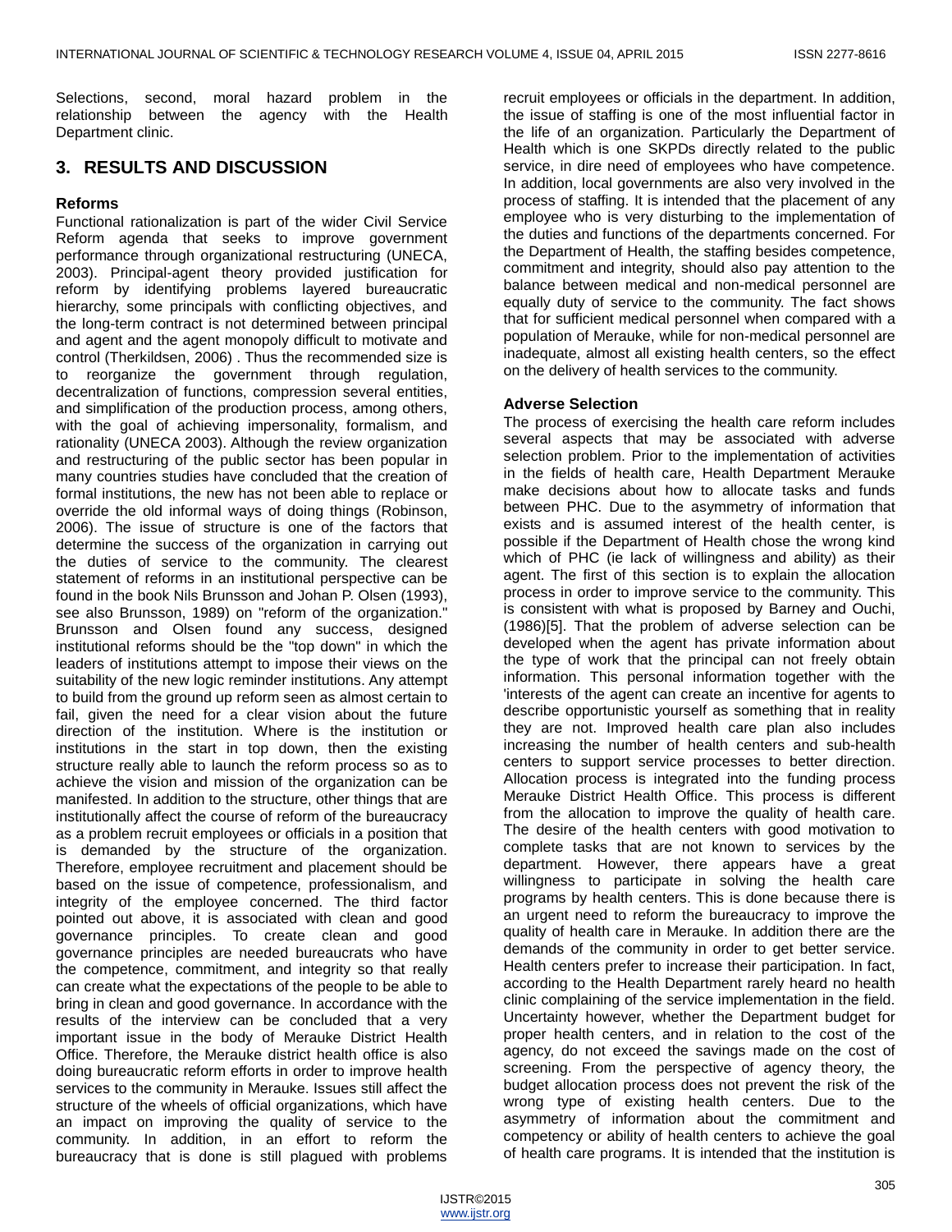Selections, second, moral hazard problem in the relationship between the agency with the Health Department clinic.

## 3. RESULTS AND DISCUSSION

### Reforms

Functional rationalization is part of the wider Civil Service Reform agenda that seeks to improve government performance through organizational restructuring (UNECA, 2003). Principal-agent theory provided justification for reform by identifying problems layered bureaucratic hierarchy, some principals with conflicting objectives, and the long-term contract is not determined between principal and agent and the agent monopoly difficult to motivate and control (Therkildsen, 2006) . Thus the recommended size is to reorganize the government through regulation, decentralization of functions, compression several entities, and simplification of the production process, among others, with the goal of achieving impersonality, formalism, and rationality (UNECA 2003). Although the review organization and restructuring of the public sector has been popular in many countries studies have concluded that the creation of formal institutions, the new has not been able to replace or override the old informal ways of doing things (Robinson, 2006). The issue of structure is one of the factors that determine the success of the organization in carrying out the duties of service to the community. The clearest statement of reforms in an institutional perspective can be found in the book Nils Brunsson and Johan P. Olsen (1993), see also Brunsson, 1989) on "reform of the organization." Brunsson and Olsen found any success, designed institutional reforms should be the "top down" in which the leaders of institutions attempt to impose their views on the suitability of the new logic reminder institutions. Any attempt to build from the ground up reform seen as almost certain to fail, given the need for a clear vision about the future direction of the institution. Where is the institution or institutions in the start in top down, then the existing structure really able to launch the reform process so as to achieve the vision and mission of the organization can be manifested. In addition to the structure, other things that are institutionally affect the course of reform of the bureaucracy as a problem recruit employees or officials in a position that is demanded by the structure of the organization. Therefore, employee recruitment and placement should be based on the issue of competence, professionalism, and integrity of the employee concerned. The third factor pointed out above, it is associated with clean and good governance principles. To create clean and good governance principles are needed bureaucrats who have the competence, commitment, and integrity so that really can create what the expectations of the people to be able to bring in clean and good governance. In accordance with the results of the interview can be concluded that a very important issue in the body of Merauke District Health Office. Therefore, the Merauke district health office is also doing bureaucratic reform efforts in order to improve health services to the community in Merauke. Issues still affect the structure of the wheels of official organizations, which have an impact on improving the quality of service to the community. In addition, in an effort to reform the bureaucracy that is done is still plagued with problems recruit employees or officials in the department. In addition, the issue of staffing is one of the most influential factor in the life of an organization. Particularly the Department of Health which is one SKPDs directly related to the public service, in dire need of employees who have competence. In addition, local governments are also very involved in the process of staffing. It is intended that the placement of any employee who is very disturbing to the implementation of the duties and functions of the departments concerned. For the Department of Health, the staffing besides competence, commitment and integrity, should also pay attention to the balance between medical and non-medical personnel are equally duty of service to the community. The fact shows that for sufficient medical personnel when compared with a population of Merauke, while for non-medical personnel are inadequate, almost all existing health centers, so the effect on the delivery of health services to the community.

### Adverse Selection

The process of exercising the health care reform includes several aspects that may be associated with adverse selection problem. Prior to the implementation of activities in the fields of health care, Health Department Merauke make decisions about how to allocate tasks and funds between PHC. Due to the asymmetry of information that exists and is assumed interest of the health center, is possible if the Department of Health chose the wrong kind which of PHC (ie lack of willingness and ability) as their agent. The first of this section is to explain the allocation process in order to improve service to the community. This is consistent with what is proposed by Barney and Ouchi, (1986)[5]. That the problem of adverse selection can be developed when the agent has private information about the type of work that the principal can not freely obtain information. This personal information together with the 'interests of the agent can create an incentive for agents to describe opportunistic yourself as something that in reality they are not. Improved health care plan also includes increasing the number of health centers and sub-health centers to support service processes to better direction. Allocation process is integrated into the funding process Merauke District Health Office. This process is different from the allocation to improve the quality of health care. The desire of the health centers with good motivation to complete tasks that are not known to services by the department. However, there appears have a great willingness to participate in solving the health care programs by health centers. This is done because there is an urgent need to reform the bureaucracy to improve the quality of health care in Merauke. In addition there are the demands of the community in order to get better service. Health centers prefer to increase their participation. In fact, according to the Health Department rarely heard no health clinic complaining of the service implementation in the field. Uncertainty however, whether the Department budget for proper health centers, and in relation to the cost of the agency, do not exceed the savings made on the cost of screening. From the perspective of agency theory, the budget allocation process does not prevent the risk of the wrong type of existing health centers. Due to the asymmetry of information about the commitment and competency or ability of health centers to achieve the goal of health care programs. It is intended that the institution is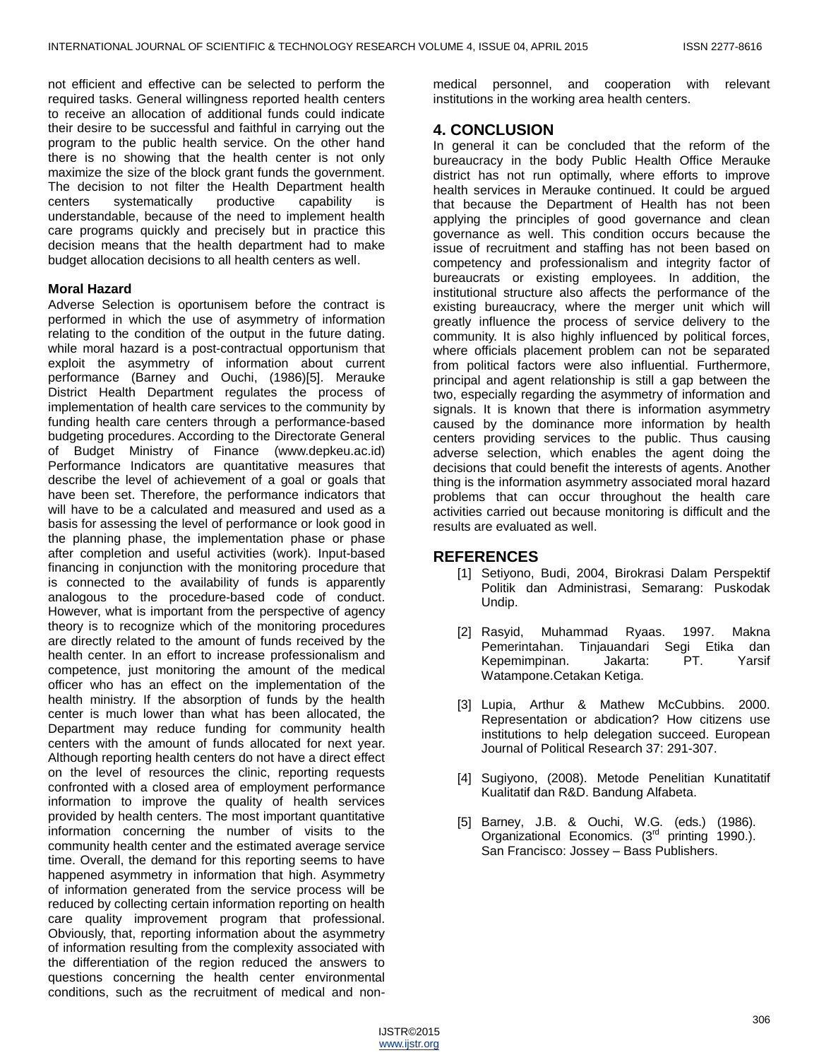not efficient and effective can be selected to perform the required tasks. General willingness reported health centers to receive an allocation of additional funds could indicate their desire to be successful and faithful in carrying out the program to the public health service. On the other hand there is no showing that the health center is not only maximize the size of the block grant funds the government. The decision to not filter the Health Department health centers systematically productive capability is understandable, because of the need to implement health care programs quickly and precisely but in practice this decision means that the health department had to make budget allocation decisions to all health centers as well.

**Moral Hazard**

Adverse Selection is oportunisem before the contract is performed in which the use of asymmetry of information relating to the condition of the output in the future dating. while moral hazard is a post-contractual opportunism that exploit the asymmetry of information about current performance (Barney and Ouchi, (1986)[5]. Merauke District Health Department regulates the process of implementation of health care services to the community by funding health care centers through a performance-based budgeting procedures. According to the Directorate General of Budget Ministry of Finance (www.depkeu.ac.id) Performance Indicators are quantitative measures that describe the level of achievement of a goal or goals that have been set. Therefore, the performance indicators that will have to be a calculated and measured and used as a basis for assessing the level of performance or look good in the planning phase, the implementation phase or phase after completion and useful activities (work). Input-based financing in conjunction with the monitoring procedure that is connected to the availability of funds is apparently analogous to the procedure-based code of conduct. However, what is important from the perspective of agency theory is to recognize which of the monitoring procedures are directly related to the amount of funds received by the health center. In an effort to increase professionalism and competence, just monitoring the amount of the medical officer who has an effect on the implementation of the health ministry. If the absorption of funds by the health center is much lower than what has been allocated, the Department may reduce funding for community health centers with the amount of funds allocated for next year. Although reporting health centers do not have a direct effect on the level of resources the clinic, reporting requests confronted with a closed area of employment performance information to improve the quality of health services provided by health centers. The most important quantitative information concerning the number of visits to the community health center and the estimated average service time. Overall, the demand for this reporting seems to have happened asymmetry in information that high. Asymmetry of information generated from the service process will be reduced by collecting certain information reporting on health care quality improvement program that professional. Obviously, that, reporting information about the asymmetry of information resulting from the complexity associated with the differentiation of the region reduced the answers to questions concerning the health center environmental conditions, such as the recruitment of medical and non-medical personnel, and cooperation with relevant institutions in the working area health centers.

## 4. CONCLUSION

In general it can be concluded that the reform of the bureaucracy in the body Public Health Office Merauke district has not run optimally, where efforts to improve health services in Merauke continued. It could be argued that because the Department of Health has not been applying the principles of good governance and clean governance as well. This condition occurs because the issue of recruitment and staffing has not been based on competency and professionalism and integrity factor of bureaucrats or existing employees. In addition, the institutional structure also affects the performance of the existing bureaucracy, where the merger unit which will greatly influence the process of service delivery to the community. It is also highly influenced by political forces, where officials placement problem can not be separated from political factors were also influential. Furthermore, principal and agent relationship is still a gap between the two, especially regarding the asymmetry of information and signals. It is known that there is information asymmetry caused by the dominance more information by health centers providing services to the public. Thus causing adverse selection, which enables the agent doing the decisions that could benefit the interests of agents. Another thing is the information asymmetry associated moral hazard problems that can occur throughout the health care activities carried out because monitoring is difficult and the results are evaluated as well.

## REFERENCES

[1] Setiyono, Budi, 2004, Birokrasi Dalam Perspektif Politik dan Administrasi, Semarang: Puskodak Undip.

[2] Rasyid, Muhammad Ryaas. 1997. Makna Pemerintahan. Tinjauandari Segi Etika dan Kepemimpinan. Jakarta: PT. Yarsif Watampone.Cetakan Ketiga.

[3] Lupia, Arthur & Mathew McCubbins. 2000. Representation or abdication? How citizens use institutions to help delegation succeed. European Journal of Political Research 37: 291-307.

[4] Sugiyono, (2008). Metode Penelitian Kunatitatif Kualitatif dan R&D. Bandung Alfabeta.

[5] Barney, J.B. & Ouchi, W.G. (eds.) (1986). Organizational Economics. (3rd printing 1990.). San Francisco: Jossey – Bass Publishers.